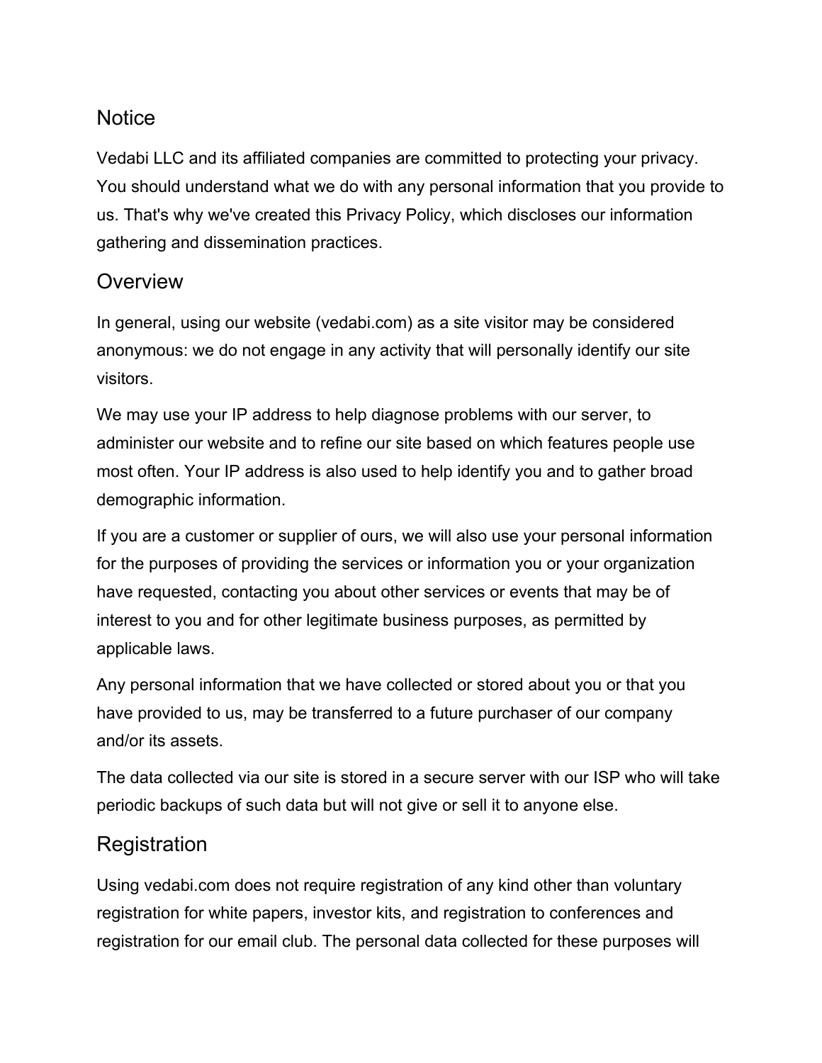## Notice

Vedabi LLC and its affiliated companies are committed to protecting your privacy. You should understand what we do with any personal information that you provide to us. That's why we've created this Privacy Policy, which discloses our information gathering and dissemination practices.

## Overview

In general, using our website (vedabi.com) as a site visitor may be considered anonymous: we do not engage in any activity that will personally identify our site visitors.

We may use your IP address to help diagnose problems with our server, to administer our website and to refine our site based on which features people use most often. Your IP address is also used to help identify you and to gather broad demographic information.

If you are a customer or supplier of ours, we will also use your personal information for the purposes of providing the services or information you or your organization have requested, contacting you about other services or events that may be of interest to you and for other legitimate business purposes, as permitted by applicable laws.

Any personal information that we have collected or stored about you or that you have provided to us, may be transferred to a future purchaser of our company and/or its assets.

The data collected via our site is stored in a secure server with our ISP who will take periodic backups of such data but will not give or sell it to anyone else.

## Registration

Using vedabi.com does not require registration of any kind other than voluntary registration for white papers, investor kits, and registration to conferences and registration for our email club. The personal data collected for these purposes will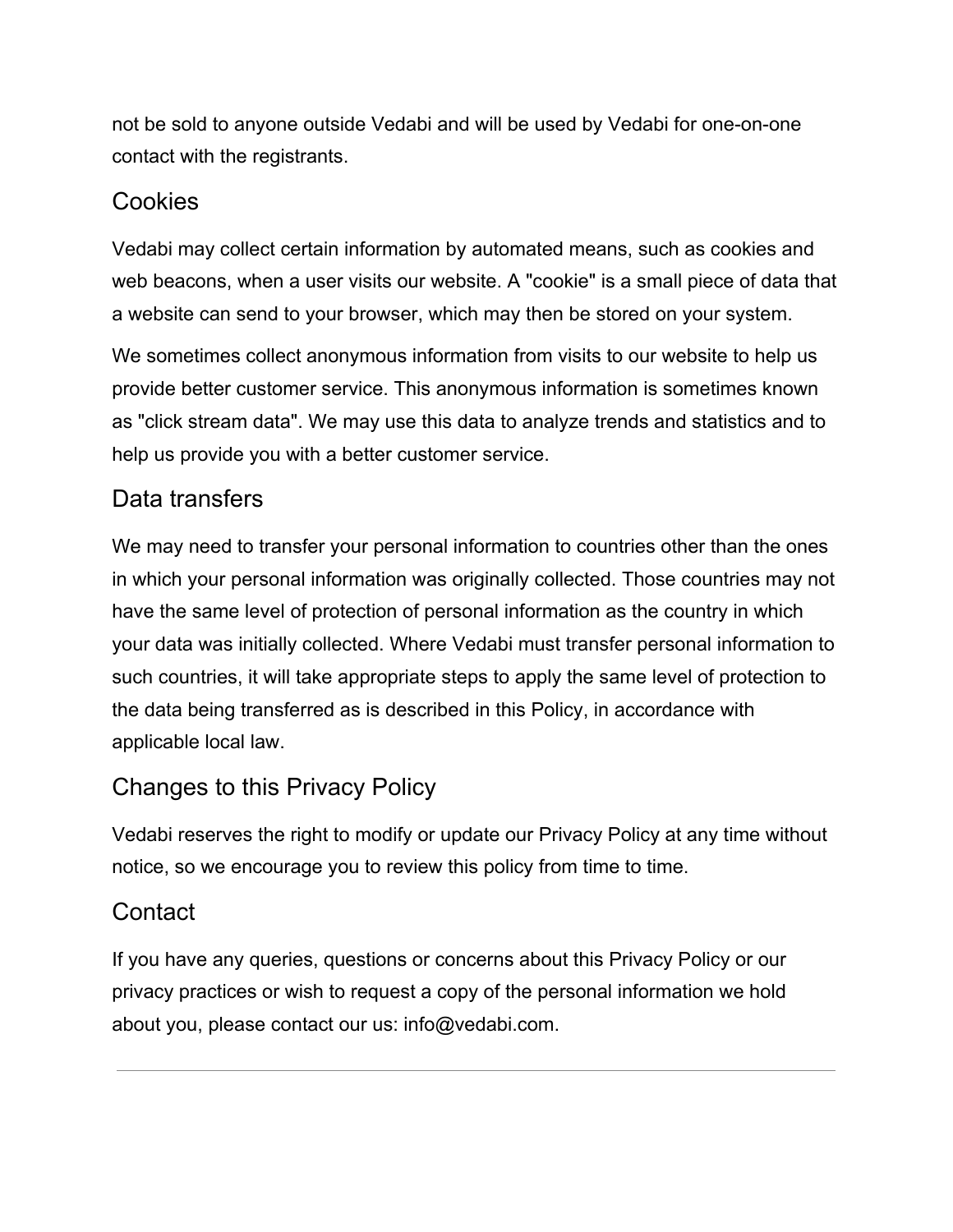not be sold to anyone outside Vedabi and will be used by Vedabi for one-on-one contact with the registrants.

## Cookies

Vedabi may collect certain information by automated means, such as cookies and web beacons, when a user visits our website. A "cookie" is a small piece of data that a website can send to your browser, which may then be stored on your system.

We sometimes collect anonymous information from visits to our website to help us provide better customer service. This anonymous information is sometimes known as "click stream data". We may use this data to analyze trends and statistics and to help us provide you with a better customer service.

## Data transfers

We may need to transfer your personal information to countries other than the ones in which your personal information was originally collected. Those countries may not have the same level of protection of personal information as the country in which your data was initially collected. Where Vedabi must transfer personal information to such countries, it will take appropriate steps to apply the same level of protection to the data being transferred as is described in this Policy, in accordance with applicable local law.

## Changes to this Privacy Policy

Vedabi reserves the right to modify or update our Privacy Policy at any time without notice, so we encourage you to review this policy from time to time.

## Contact

If you have any queries, questions or concerns about this Privacy Policy or our privacy practices or wish to request a copy of the personal information we hold about you, please contact our us: info@vedabi.com.

---